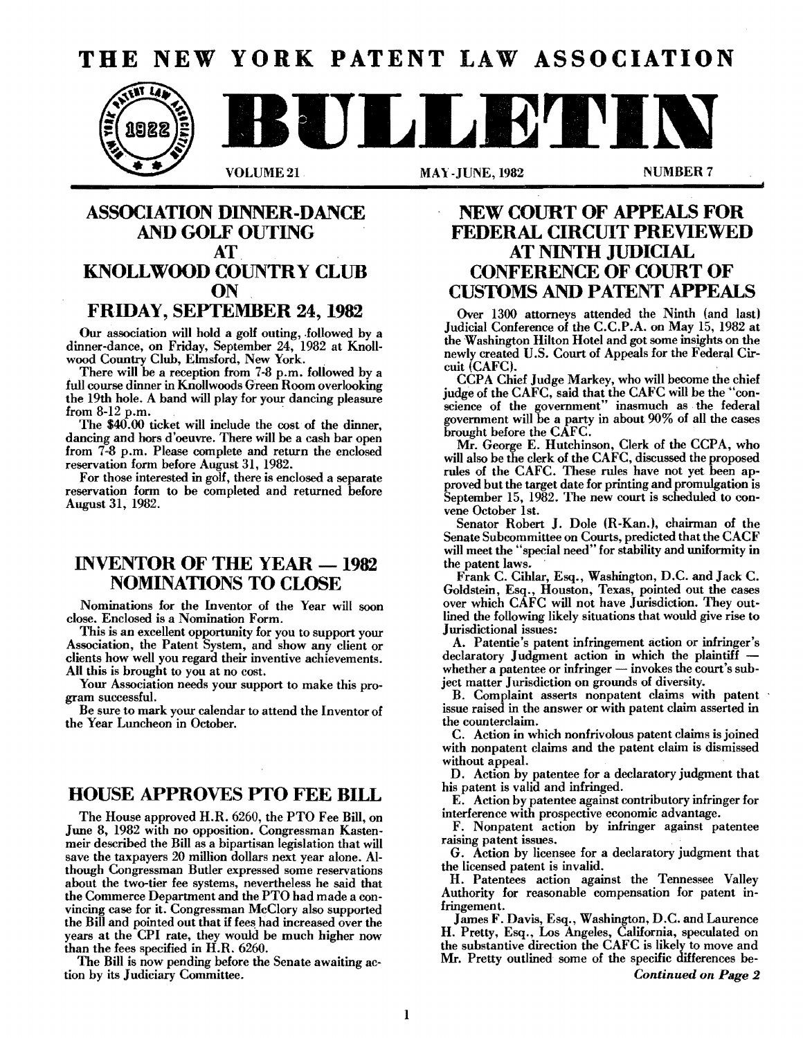# THE NEW YORK PATENT LAW ASSOCIATION

# BULLETIN

VOLUME 21 MAY-JUNE, 1982 NUMBER 7

## ASSOCIATION DINNER-DANCE AND GOLF OUTING AT KNOLLWOOD COUNTRY CLUB ON FRIDAY, SEPTEMBER 24, 1982

Our association will hold a golf outing, followed by a dinner-dance, on Friday, September 24, 1982 at Knollwood Country Club, Elmsford, New York.

There will be a reception from 7-8 p.m. followed by a full course dinner in Knollwoods Green Room overlooking the 19th hole. A band will play for your dancing pleasure from 8-12 p.m.

The $40.00 ticket will include the cost of the dinner, dancing and hors d'oeuvre. There will be a cash bar open from 7-8 p.m. Please complete and return the enclosed reservation form before August 31, 1982.

For those interested in golf, there is enclosed a separate reservation form to be completed and returned before August 31, 1982.

## INVENTOR OF THE YEAR — 1982 NOMINATIONS TO CLOSE

Nominations for the Inventor of the Year will soon close. Enclosed is a Nomination Form.

This is an excellent opportunity for you to support your Association, the Patent System, and show any client or clients how well you regard their inventive achievements. All this is brought to you at no cost.

Your Association needs your support to make this program successful.

Be sure to mark your calendar to attend the Inventor of the Year Luncheon in October.

## HOUSE APPROVES PTO FEE BILL

The House approved H.R. 6260, the PTO Fee Bill, on June 8, 1982 with no opposition. Congressman Kastenmeir described the Bill as a bipartisan legislation that will save the taxpayers 20 million dollars next year alone. Although Congressman Butler expressed some reservations about the two-tier fee systems, nevertheless he said that the Commerce Department and the PTO had made a convincing case for it. Congressman McClory also supported the Bill and pointed out that if fees had increased over the years at the CPI rate, they would be much higher now than the fees specified in H.R. 6260.

The Bill is now pending before the Senate awaiting action by its Judiciary Committee.

## NEW COURT OF APPEALS FOR FEDERAL CIRCUIT PREVIEWED AT NINTH JUDICIAL CONFERENCE OF COURT OF CUSTOMS AND PATENT APPEALS

Over 1300 attorneys attended the Ninth (and last) Judicial Conference of the C.C.P.A. on May 15, 1982 at the Washington Hilton Hotel and got some insights on the newly created U.S. Court of Appeals for the Federal Circuit (CAFC).

CCPA Chief Judge Markey, who will become the chief judge of the CAFC, said that the CAFC will be the "conscience of the government" inasmuch as the federal government will be a party in about 90% of all the cases brought before the CAFC.

Mr. George E. Hutchinson, Clerk of the CCPA, who will also be the clerk of the CAFC, discussed the proposed rules of the CAFC. These rules have not yet been approved but the target date for printing and promulgation is September 15, 1982. The new court is scheduled to convene October 1st.

Senator Robert J. Dole (R-Kan.), chairman of the Senate Subcommittee on Courts, predicted that the CACF will meet the "special need" for stability and uniformity in the patent laws.

Frank C. Cihlar, Esq., Washington, D.C. and Jack C. Goldstein, Esq., Houston, Texas, pointed out the cases over which CAFC will not have Jurisdiction. They outlined the following likely situations that would give rise to Jurisdictional issues:

A. Patentie's patent infringement action or infringer's declaratory Judgment action in which the plaintiff — whether a patentee or infringer — invokes the court's subject matter Jurisdiction on grounds of diversity.

B. Complaint asserts nonpatent claims with patent issue raised in the answer or with patent claim asserted in the counterclaim.

C. Action in which nonfrivolous patent claims is joined with nonpatent claims and the patent claim is dismissed without appeal.

D. Action by patentee for a declaratory judgment that his patent is valid and infringed.

E. Action by patentee against contributory infringer for interference with prospective economic advantage.

F. Nonpatent action by infringer against patentee raising patent issues.

G. Action by licensee for a declaratory judgment that the licensed patent is invalid.

H. Patentees action against the Tennessee Valley Authority for reasonable compensation for patent infringement.

James F. Davis, Esq., Washington, D.C. and Laurence H. Pretty, Esq., Los Angeles, California, speculated on the substantive direction the CAFC is likely to move and Mr. Pretty outlined some of the specific differences be-

*Continued on Page 2*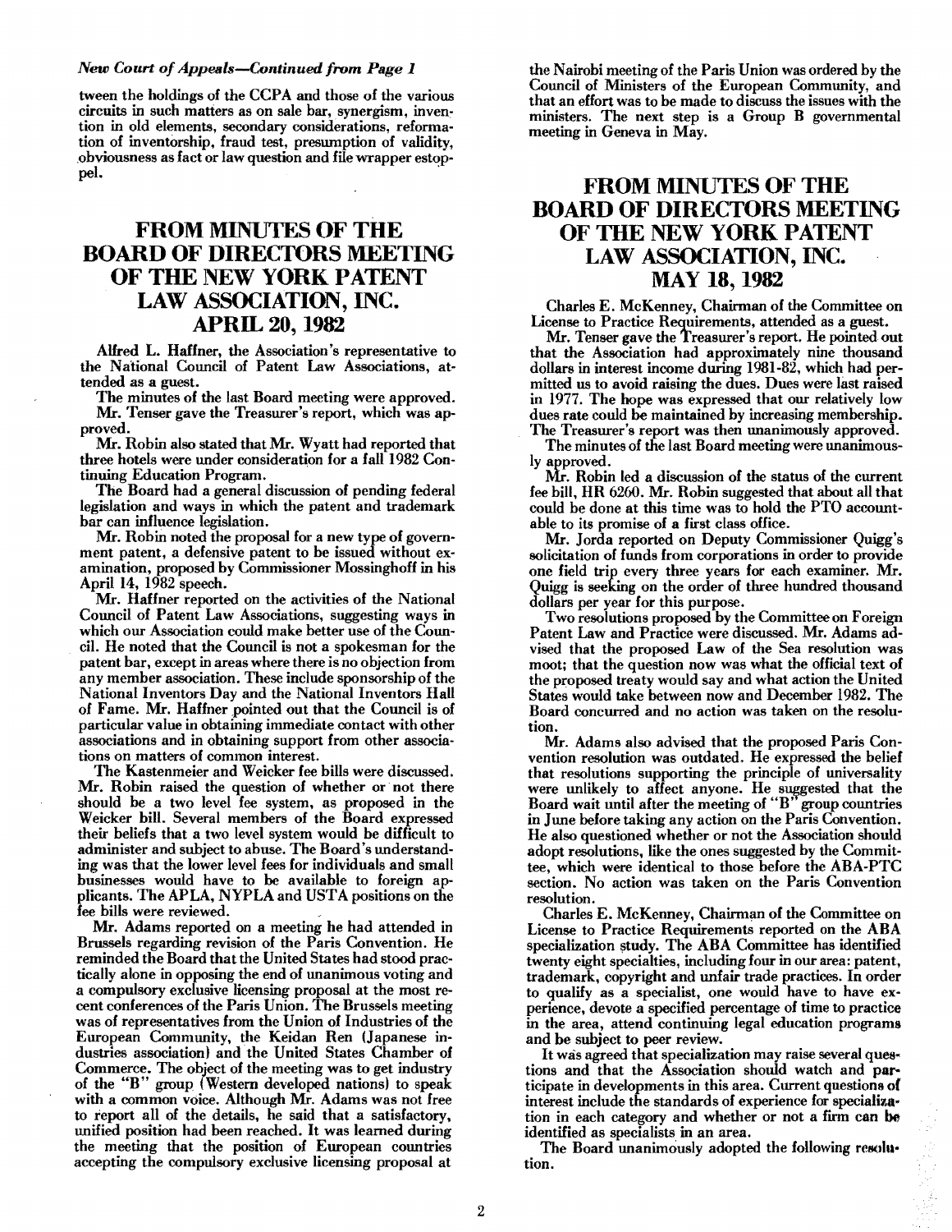*New Court of Appeals—Continued from Page 1*

tween the holdings of the CCPA and those of the various circuits in such matters as on sale bar, synergism, invention in old elements, secondary considerations, reformation of inventorship, fraud test, presumption of validity, obviousness as fact or law question and file wrapper estoppel.

## FROM MINUTES OF THE BOARD OF DIRECTORS MEETING OF THE NEW YORK PATENT LAW ASSOCIATION, INC. APRIL 20, 1982

Alfred L. Haffner, the Association's representative to the National Council of Patent Law Associations, attended as a guest.

The minutes of the last Board meeting were approved.

Mr. Tenser gave the Treasurer's report, which was approved.

Mr. Robin also stated that Mr. Wyatt had reported that three hotels were under consideration for a fall 1982 Continuing Education Program.

The Board had a general discussion of pending federal legislation and ways in which the patent and trademark bar can influence legislation.

Mr. Robin noted the proposal for a new type of government patent, a defensive patent to be issued without examination, proposed by Commissioner Mossinghoff in his April 14, 1982 speech.

Mr. Haffner reported on the activities of the National Council of Patent Law Associations, suggesting ways in which our Association could make better use of the Council. He noted that the Council is not a spokesman for the patent bar, except in areas where there is no objection from any member association. These include sponsorship of the National Inventors Day and the National Inventors Hall of Fame. Mr. Haffner pointed out that the Council is of particular value in obtaining immediate contact with other associations and in obtaining support from other associations on matters of common interest.

The Kastenmeier and Weicker fee bills were discussed. Mr. Robin raised the question of whether or not there should be a two level fee system, as proposed in the Weicker bill. Several members of the Board expressed their beliefs that a two level system would be difficult to administer and subject to abuse. The Board's understanding was that the lower level fees for individuals and small businesses would have to be available to foreign applicants. The APLA, NYPLA and USTA positions on the fee bills were reviewed.

Mr. Adams reported on a meeting he had attended in Brussels regarding revision of the Paris Convention. He reminded the Board that the United States had stood practically alone in opposing the end of unanimous voting and a compulsory exclusive licensing proposal at the most recent conferences of the Paris Union. The Brussels meeting was of representatives from the Union of Industries of the European Community, the Keidan Ren (Japanese industries association) and the United States Chamber of Commerce. The object of the meeting was to get industry of the "B" group (Western developed nations) to speak with a common voice. Although Mr. Adams was not free to report all of the details, he said that a satisfactory, unified position had been reached. It was learned during the meeting that the position of European countries accepting the compulsory exclusive licensing proposal at the Nairobi meeting of the Paris Union was ordered by the Council of Ministers of the European Community, and that an effort was to be made to discuss the issues with the ministers. The next step is a Group B governmental meeting in Geneva in May.

## FROM MINUTES OF THE BOARD OF DIRECTORS MEETING OF THE NEW YORK PATENT LAW ASSOCIATION, INC. MAY 18, 1982

Charles E. McKenney, Chairman of the Committee on License to Practice Requirements, attended as a guest.

Mr. Tenser gave the Treasurer's report. He pointed out that the Association had approximately nine thousand dollars in interest income during 1981-82, which had permitted us to avoid raising the dues. Dues were last raised in 1977. The hope was expressed that our relatively low dues rate could be maintained by increasing membership. The Treasurer's report was then unanimously approved.

The minutes of the last Board meeting were unanimously approved.

Mr. Robin led a discussion of the status of the current fee bill, HR 6260. Mr. Robin suggested that about all that could be done at this time was to hold the PTO accountable to its promise of a first class office.

Mr. Jorda reported on Deputy Commissioner Quigg's solicitation of funds from corporations in order to provide one field trip every three years for each examiner. Mr. Quigg is seeking on the order of three hundred thousand dollars per year for this purpose.

Two resolutions proposed by the Committee on Foreign Patent Law and Practice were discussed. Mr. Adams advised that the proposed Law of the Sea resolution was moot; that the question now was what the official text of the proposed treaty would say and what action the United States would take between now and December 1982. The Board concurred and no action was taken on the resolution.

Mr. Adams also advised that the proposed Paris Convention resolution was outdated. He expressed the belief that resolutions supporting the principle of universality were unlikely to affect anyone. He suggested that the Board wait until after the meeting of "B" group countries in June before taking any action on the Paris Convention. He also questioned whether or not the Association should adopt resolutions, like the ones suggested by the Committee, which were identical to those before the ABA-PTC section. No action was taken on the Paris Convention resolution.

Charles E. McKenney, Chairman of the Committee on License to Practice Requirements reported on the ABA specialization study. The ABA Committee has identified twenty eight specialties, including four in our area: patent, trademark, copyright and unfair trade practices. In order to qualify as a specialist, one would have to have experience, devote a specified percentage of time to practice in the area, attend continuing legal education programs and be subject to peer review.

It was agreed that specialization may raise several questions and that the Association should watch and participate in developments in this area. Current questions of interest include the standards of experience for specialization in each category and whether or not a firm can be identified as specialists in an area.

The Board unanimously adopted the following resolution.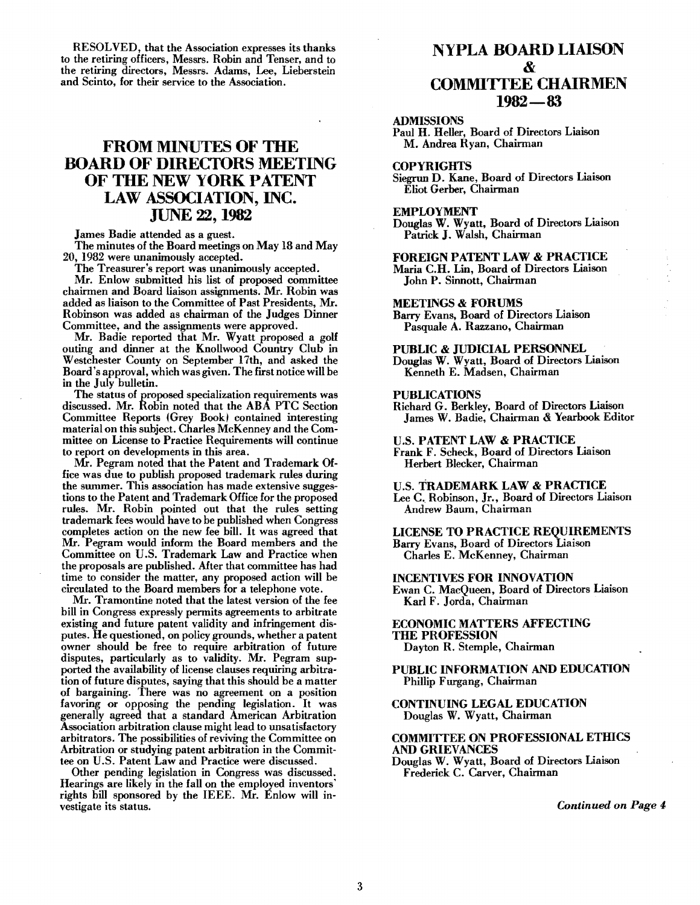RESOLVED, that the Association expresses its thanks to the retiring officers, Messrs. Robin and Tenser, and to the retiring directors, Messrs. Adams, Lee, Lieberstein and Scinto, for their service to the Association.

## FROM MINUTES OF THE BOARD OF DIRECTORS MEETING OF THE NEW YORK PATENT LAW ASSOCIATION, INC. JUNE 22, 1982

James Badie attended as a guest.

The minutes of the Board meetings on May 18 and May 20, 1982 were unanimously accepted.

The Treasurer's report was unanimously accepted.

Mr. Enlow submitted his list of proposed committee chairmen and Board liaison assignments. Mr. Robin was added as liaison to the Committee of Past Presidents, Mr. Robinson was added as chairman of the Judges Dinner Committee, and the assignments were approved.

Mr. Badie reported that Mr. Wyatt proposed a golf outing and dinner at the Knollwood Country Club in Westchester County on September 17th, and asked the Board's approval, which was given. The first notice will be in the July bulletin.

The status of proposed specialization requirements was discussed. Mr. Robin noted that the ABA PTC Section Committee Reports (Grey Book) contained interesting material on this subject. Charles McKenney and the Committee on License to Practice Requirements will continue to report on developments in this area.

Mr. Pegram noted that the Patent and Trademark Office was due to publish proposed trademark rules during the summer. This association has made extensive suggestions to the Patent and Trademark Office for the proposed rules. Mr. Robin pointed out that the rules setting trademark fees would have to be published when Congress completes action on the new fee bill. It was agreed that Mr. Pegram would inform the Board members and the Committee on U.S. Trademark Law and Practice when the proposals are published. After that committee has had time to consider the matter, any proposed action will be circulated to the Board members for a telephone vote.

Mr. Tramontine noted that the latest version of the fee bill in Congress expressly permits agreements to arbitrate existing and future patent validity and infringement disputes. He questioned, on policy grounds, whether a patent owner should be free to require arbitration of future disputes, particularly as to validity. Mr. Pegram supported the availability of license clauses requiring arbitration of future disputes, saying that this should be a matter of bargaining. There was no agreement on a position favoring or opposing the pending legislation. It was generally agreed that a standard American Arbitration Association arbitration clause might lead to unsatisfactory arbitrators. The possibilities of reviving the Committee on Arbitration or studying patent arbitration in the Committee on U.S. Patent Law and Practice were discussed.

Other pending legislation in Congress was discussed. Hearings are likely in the fall on the employed inventors' rights bill sponsored by the IEEE. Mr. Enlow will investigate its status.

## NYPLA BOARD LIAISON & COMMITTEE CHAIRMEN 1982—83

**ADMISSIONS**
Paul H. Heller, Board of Directors Liaison
M. Andrea Ryan, Chairman

**COPYRIGHTS**
Siegrun D. Kane, Board of Directors Liaison
Eliot Gerber, Chairman

**EMPLOYMENT**
Douglas W. Wyatt, Board of Directors Liaison
Patrick J. Walsh, Chairman

**FOREIGN PATENT LAW & PRACTICE**
Maria C.H. Lin, Board of Directors Liaison
John P. Sinnott, Chairman

**MEETINGS & FORUMS**
Barry Evans, Board of Directors Liaison
Pasquale A. Razzano, Chairman

**PUBLIC & JUDICIAL PERSONNEL**
Douglas W. Wyatt, Board of Directors Liaison
Kenneth E. Madsen, Chairman

**PUBLICATIONS**
Richard G. Berkley, Board of Directors Liaison
James W. Badie, Chairman & Yearbook Editor

**U.S. PATENT LAW & PRACTICE**
Frank F. Scheck, Board of Directors Liaison
Herbert Blecker, Chairman

**U.S. TRADEMARK LAW & PRACTICE**
Lee C. Robinson, Jr., Board of Directors Liaison
Andrew Baum, Chairman

**LICENSE TO PRACTICE REQUIREMENTS**
Barry Evans, Board of Directors Liaison
Charles E. McKenney, Chairman

**INCENTIVES FOR INNOVATION**
Ewan C. MacQueen, Board of Directors Liaison
Karl F. Jorda, Chairman

**ECONOMIC MATTERS AFFECTING THE PROFESSION**
Dayton R. Stemple, Chairman

**PUBLIC INFORMATION AND EDUCATION**
Phillip Furgang, Chairman

**CONTINUING LEGAL EDUCATION**
Douglas W. Wyatt, Chairman

**COMMITTEE ON PROFESSIONAL ETHICS AND GRIEVANCES**
Douglas W. Wyatt, Board of Directors Liaison
Frederick C. Carver, Chairman

*Continued on Page 4*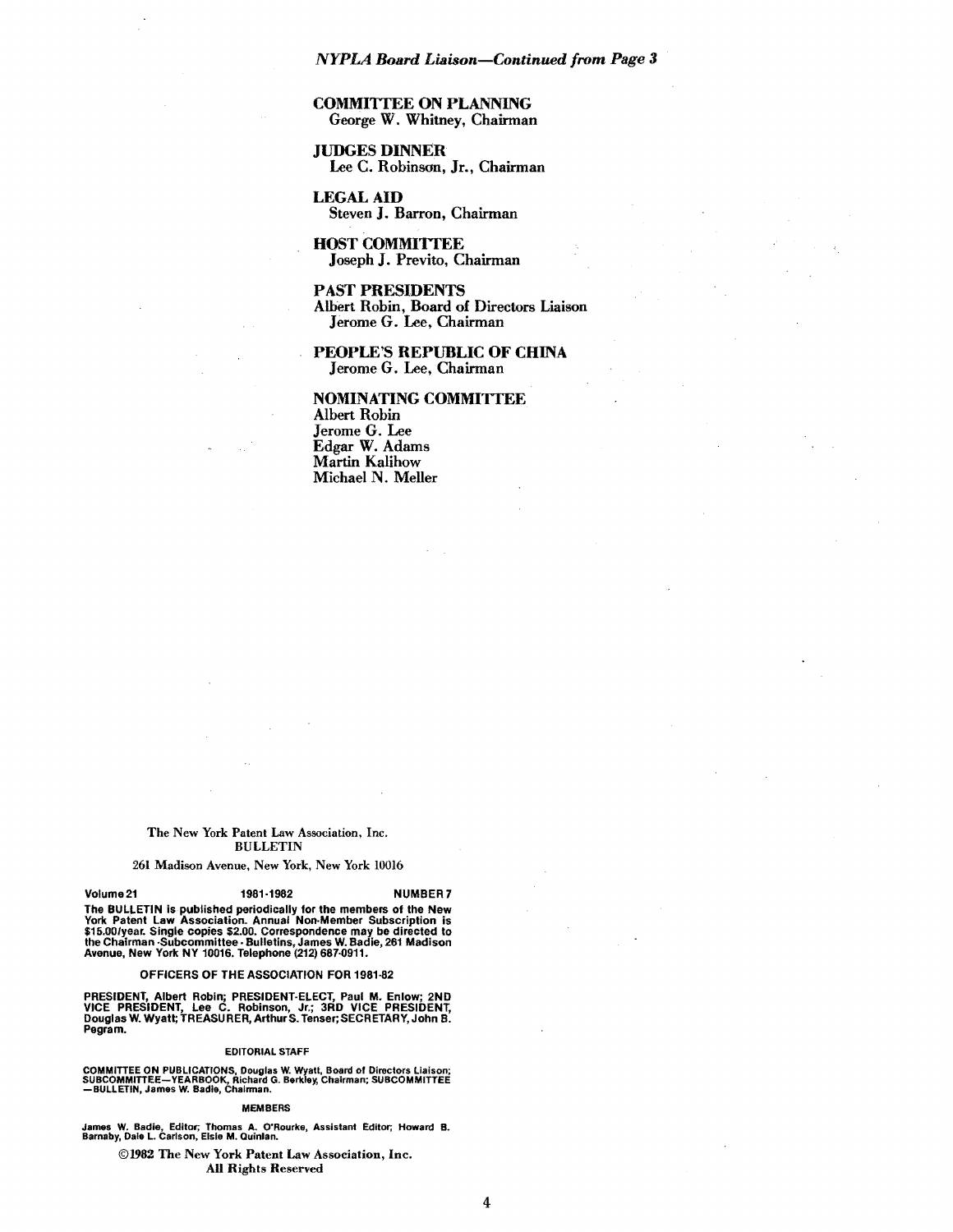*NYPLA Board Liaison—Continued from Page 3*

**COMMITTEE ON PLANNING**
George W. Whitney, Chairman

**JUDGES DINNER**
Lee C. Robinson, Jr., Chairman

**LEGAL AID**
Steven J. Barron, Chairman

**HOST COMMITTEE**
Joseph J. Previto, Chairman

**PAST PRESIDENTS**
Albert Robin, Board of Directors Liaison
Jerome G. Lee, Chairman

**PEOPLE'S REPUBLIC OF CHINA**
Jerome G. Lee, Chairman

**NOMINATING COMMITTEE**
Albert Robin
Jerome G. Lee
Edgar W. Adams
Martin Kalihow
Michael N. Meller

---

The New York Patent Law Association, Inc.
BULLETIN

261 Madison Avenue, New York, New York 10016

**Volume 21** **1981-1982** **NUMBER 7**

**The BULLETIN is published periodically for the members of the New York Patent Law Association. Annual Non-Member Subscription is $15.00/year. Single copies $2.00. Correspondence may be directed to the Chairman -Subcommittee - Bulletins, James W. Badie, 261 Madison Avenue, New York NY 10016. Telephone (212) 687-0911.**

**OFFICERS OF THE ASSOCIATION FOR 1981-82**

**PRESIDENT, Albert Robin; PRESIDENT-ELECT, Paul M. Enlow; 2ND VICE PRESIDENT, Lee C. Robinson, Jr.; 3RD VICE PRESIDENT, Douglas W. Wyatt; TREASURER, Arthur S. Tenser; SECRETARY, John B. Pegram.**

**EDITORIAL STAFF**

**COMMITTEE ON PUBLICATIONS, Douglas W. Wyatt, Board of Directors Liaison; SUBCOMMITTEE—YEARBOOK, Richard G. Berkley, Chairman; SUBCOMMITTEE —BULLETIN, James W. Badie, Chairman.**

**MEMBERS**

**James W. Badie, Editor; Thomas A. O'Rourke, Assistant Editor; Howard B. Barnaby, Dale L. Carlson, Elsie M. Quinlan.**

©1982 The New York Patent Law Association, Inc.
All Rights Reserved